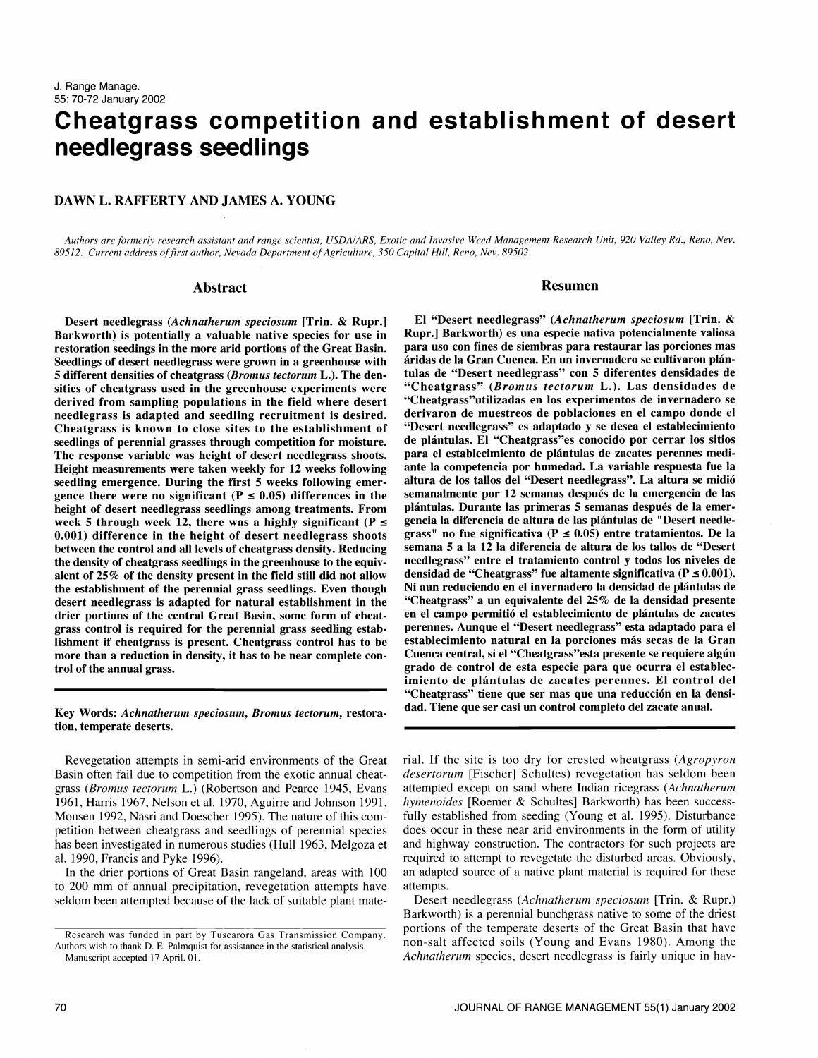# Cheatgrass competition and establishment of desert needlegrass seedlings

**DAWN L. RAFFERTY AND JAMES A. YOUNG**

*Authors are formerly research assistant and range scientist, USDA/ARS, Exotic and Invasive Weed Management Research Unit, 920 Valley Rd., Reno, Nev. 89512. Current address of first author, Nevada Department of Agriculture, 350 Capital Hill, Reno, Nev. 89502.*

## Abstract

**Desert needlegrass (*Achnatherum speciosum* [Trin. & Rupr.] Barkworth) is potentially a valuable native species for use in restoration seedings in the more arid portions of the Great Basin. Seedlings of desert needlegrass were grown in a greenhouse with 5 different densities of cheatgrass (*Bromus tectorum* L.). The densities of cheatgrass used in the greenhouse experiments were derived from sampling populations in the field where desert needlegrass is adapted and seedling recruitment is desired. Cheatgrass is known to close sites to the establishment of seedlings of perennial grasses through competition for moisture. The response variable was height of desert needlegrass shoots. Height measurements were taken weekly for 12 weeks following seedling emergence. During the first 5 weeks following emergence there were no significant ($P \leq 0.05$) differences in the height of desert needlegrass seedlings among treatments. From week 5 through week 12, there was a highly significant ($P \leq 0.001$) difference in the height of desert needlegrass shoots between the control and all levels of cheatgrass density. Reducing the density of cheatgrass seedlings in the greenhouse to the equivalent of 25% of the density present in the field still did not allow the establishment of the perennial grass seedlings. Even though desert needlegrass is adapted for natural establishment in the drier portions of the central Great Basin, some form of cheatgrass control is required for the perennial grass seedling establishment if cheatgrass is present. Cheatgrass control has to be more than a reduction in density, it has to be near complete control of the annual grass.**

## Resumen

**El "Desert needlegrass" (*Achnatherum speciosum* [Trin. & Rupr.] Barkworth) es una especie nativa potencialmente valiosa para uso con fines de siembras para restaurar las porciones mas áridas de la Gran Cuenca. En un invernadero se cultivaron plántulas de "Desert needlegrass" con 5 diferentes densidades de "Cheatgrass" (*Bromus tectorum* L.). Las densidades de "Cheatgrass"utilizadas en los experimentos de invernadero se derivaron de muestreos de poblaciones en el campo donde el "Desert needlegrass" es adaptado y se desea el establecimiento de plántulas. El "Cheatgrass"es conocido por cerrar los sitios para el establecimiento de plántulas de zacates perennes mediante la competencia por humedad. La variable respuesta fue la altura de los tallos del "Desert needlegrass". La altura se midió semanalmente por 12 semanas después de la emergencia de las plántulas. Durante las primeras 5 semanas después de la emergencia la diferencia de altura de las plántulas de "Desert needlegrass" no fue significativa ($P \leq 0.05$) entre tratamientos. De la semana 5 a la 12 la diferencia de altura de los tallos de "Desert needlegrass" entre el tratamiento control y todos los niveles de densidad de "Cheatgrass" fue altamente significativa ($P \leq 0.001$). Ni aun reduciendo en el invernadero la densidad de plántulas de "Cheatgrass" a un equivalente del 25% de la densidad presente en el campo permitió el establecimiento de plántulas de zacates perennes. Aunque el "Desert needlegrass" esta adaptado para el establecimiento natural en la porciones más secas de la Gran Cuenca central, si el "Cheatgrass"esta presente se requiere algún grado de control de esta especie para que ocurra el establecimiento de plántulas de zacates perennes. El control del "Cheatgrass" tiene que ser mas que una reducción en la densidad. Tiene que ser casi un control completo del zacate anual.**

**Key Words:** *Achnatherum speciosum, Bromus tectorum,* restoration, temperate deserts.

Revegetation attempts in semi-arid environments of the Great Basin often fail due to competition from the exotic annual cheatgrass (*Bromus tectorum* L.) (Robertson and Pearce 1945, Evans 1961, Harris 1967, Nelson et al. 1970, Aguirre and Johnson 1991, Monsen 1992, Nasri and Doescher 1995). The nature of this competition between cheatgrass and seedlings of perennial species has been investigated in numerous studies (Hull 1963, Melgoza et al. 1990, Francis and Pyke 1996).

In the drier portions of Great Basin rangeland, areas with 100 to 200 mm of annual precipitation, revegetation attempts have seldom been attempted because of the lack of suitable plant material. If the site is too dry for crested wheatgrass (*Agropyron desertorum* [Fischer] Schultes) revegetation has seldom been attempted except on sand where Indian ricegrass (*Achnatherum hymenoides* [Roemer & Schultes] Barkworth) has been successfully established from seeding (Young et al. 1995). Disturbance does occur in these near arid environments in the form of utility and highway construction. The contractors for such projects are required to attempt to revegetate the disturbed areas. Obviously, an adapted source of a native plant material is required for these attempts.

Desert needlegrass (*Achnatherum speciosum* [Trin. & Rupr.) Barkworth) is a perennial bunchgrass native to some of the driest portions of the temperate deserts of the Great Basin that have non-salt affected soils (Young and Evans 1980). Among the *Achnatherum* species, desert needlegrass is fairly unique in hav-

Research was funded in part by Tuscarora Gas Transmission Company. Authors wish to thank D. E. Palmquist for assistance in the statistical analysis.
Manuscript accepted 17 April. 01.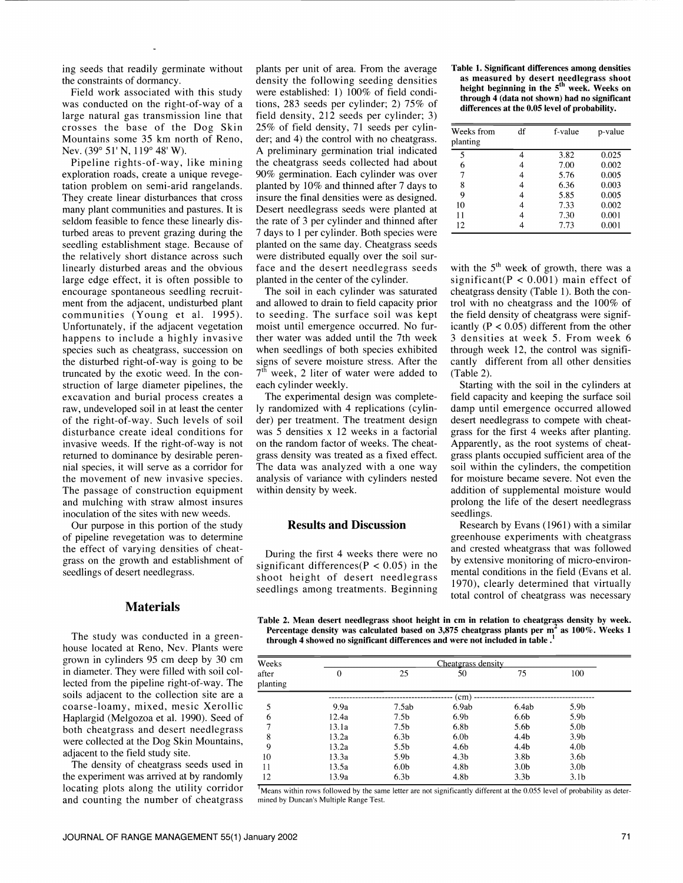ing seeds that readily germinate without the constraints of dormancy.

Field work associated with this study was conducted on the right-of-way of a large natural gas transmission line that crosses the base of the Dog Skin Mountains some 35 km north of Reno, Nev. (39° 51' N, 119° 48' W).

Pipeline rights-of-way, like mining exploration roads, create a unique revegetation problem on semi-arid rangelands. They create linear disturbances that cross many plant communities and pastures. It is seldom feasible to fence these linearly disturbed areas to prevent grazing during the seedling establishment stage. Because of the relatively short distance across such linearly disturbed areas and the obvious large edge effect, it is often possible to encourage spontaneous seedling recruitment from the adjacent, undisturbed plant communities (Young et al. 1995). Unfortunately, if the adjacent vegetation happens to include a highly invasive species such as cheatgrass, succession on the disturbed right-of-way is going to be truncated by the exotic weed. In the construction of large diameter pipelines, the excavation and burial process creates a raw, undeveloped soil in at least the center of the right-of-way. Such levels of soil disturbance create ideal conditions for invasive weeds. If the right-of-way is not returned to dominance by desirable perennial species, it will serve as a corridor for the movement of new invasive species. The passage of construction equipment and mulching with straw almost insures inoculation of the sites with new weeds.

Our purpose in this portion of the study of pipeline revegetation was to determine the effect of varying densities of cheatgrass on the growth and establishment of seedlings of desert needlegrass.

## Materials

The study was conducted in a greenhouse located at Reno, Nev. Plants were grown in cylinders 95 cm deep by 30 cm in diameter. They were filled with soil collected from the pipeline right-of-way. The soils adjacent to the collection site are a coarse-loamy, mixed, mesic Xerollic Haplargid (Melgozoa et al. 1990). Seed of both cheatgrass and desert needlegrass were collected at the Dog Skin Mountains, adjacent to the field study site.

The density of cheatgrass seeds used in the experiment was arrived at by randomly locating plots along the utility corridor and counting the number of cheatgrass plants per unit of area. From the average density the following seeding densities were established: 1) 100% of field conditions, 283 seeds per cylinder; 2) 75% of field density, 212 seeds per cylinder; 3) 25% of field density, 71 seeds per cylinder; and 4) the control with no cheatgrass. A preliminary germination trial indicated the cheatgrass seeds collected had about 90% germination. Each cylinder was over planted by 10% and thinned after 7 days to insure the final densities were as designed. Desert needlegrass seeds were planted at the rate of 3 per cylinder and thinned after 7 days to 1 per cylinder. Both species were planted on the same day. Cheatgrass seeds were distributed equally over the soil surface and the desert needlegrass seeds planted in the center of the cylinder.

The soil in each cylinder was saturated and allowed to drain to field capacity prior to seeding. The surface soil was kept moist until emergence occurred. No further water was added until the 7th week when seedlings of both species exhibited signs of severe moisture stress. After the 7th week, 2 liter of water were added to each cylinder weekly.

The experimental design was completely randomized with 4 replications (cylinder) per treatment. The treatment design was 5 densities x 12 weeks in a factorial on the random factor of weeks. The cheatgrass density was treated as a fixed effect. The data was analyzed with a one way analysis of variance with cylinders nested within density by week.

## Results and Discussion

During the first 4 weeks there were no significant differences($P < 0.05$) in the shoot height of desert needlegrass seedlings among treatments. Beginning with the 5th week of growth, there was a significant($P < 0.001$) main effect of cheatgrass density (Table 1). Both the control with no cheatgrass and the 100% of the field density of cheatgrass were significantly ($P < 0.05$) different from the other 3 densities at week 5. From week 6 through week 12, the control was significantly different from all other densities (Table 2).

**Table 1. Significant differences among densities as measured by desert needlegrass shoot height beginning in the 5th week. Weeks on through 4 (data not shown) had no significant differences at the 0.05 level of probability.**

| Weeks from planting | df | f-value | p-value |
|---|---|---|---|
| 5 | 4 | 3.82 | 0.025 |
| 6 | 4 | 7.00 | 0.002 |
| 7 | 4 | 5.76 | 0.005 |
| 8 | 4 | 6.36 | 0.003 |
| 9 | 4 | 5.85 | 0.005 |
| 10 | 4 | 7.33 | 0.002 |
| 11 | 4 | 7.30 | 0.001 |
| 12 | 4 | 7.73 | 0.001 |

Starting with the soil in the cylinders at field capacity and keeping the surface soil damp until emergence occurred allowed desert needlegrass to compete with cheatgrass for the first 4 weeks after planting. Apparently, as the root systems of cheatgrass plants occupied sufficient area of the soil within the cylinders, the competition for moisture became severe. Not even the addition of supplemental moisture would prolong the life of the desert needlegrass seedlings.

Research by Evans (1961) with a similar greenhouse experiments with cheatgrass and crested wheatgrass that was followed by extensive monitoring of micro-environmental conditions in the field (Evans et al. 1970), clearly determined that virtually total control of cheatgrass was necessary

**Table 2. Mean desert needlegrass shoot height in cm in relation to cheatgrass density by week. Percentage density was calculated based on 3,875 cheatgrass plants per m$^2$ as 100%. Weeks 1 through 4 showed no significant differences and were not included in table.[1]**

| Weeks after planting | Cheatgrass density | | | | |
|---|---|---|---|---|---|
| | 0 | 25 | 50 | 75 | 100 |
| | (cm) | | | | |
| 5 | 9.9a | 7.5ab | 6.9ab | 6.4ab | 5.9b |
| 6 | 12.4a | 7.5b | 6.9b | 6.6b | 5.9b |
| 7 | 13.1a | 7.5b | 6.8b | 5.6b | 5.0b |
| 8 | 13.2a | 6.3b | 6.0b | 4.4b | 3.9b |
| 9 | 13.2a | 5.5b | 4.6b | 4.4b | 4.0b |
| 10 | 13.3a | 5.9b | 4.3b | 3.8b | 3.6b |
| 11 | 13.5a | 6.0b | 4.8b | 3.0b | 3.0b |
| 12 | 13.9a | 6.3b | 4.8b | 3.3b | 3.1b |

[1]Means within rows followed by the same letter are not significantly different at the 0.055 level of probability as determined by Duncan's Multiple Range Test.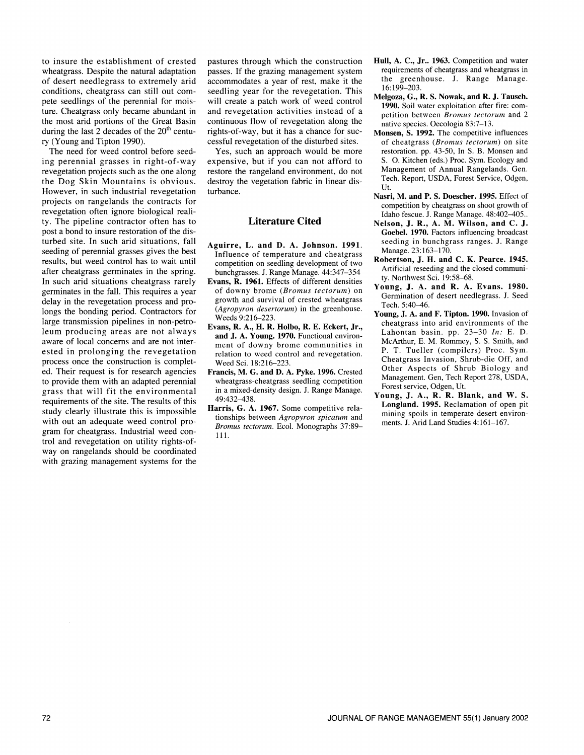to insure the establishment of crested wheatgrass. Despite the natural adaptation of desert needlegrass to extremely arid conditions, cheatgrass can still out compete seedlings of the perennial for moisture. Cheatgrass only became abundant in the most arid portions of the Great Basin during the last 2 decades of the 20[th] century (Young and Tipton 1990).

The need for weed control before seeding perennial grasses in right-of-way revegetation projects such as the one along the Dog Skin Mountains is obvious. However, in such industrial revegetation projects on rangelands the contracts for revegetation often ignore biological reality. The pipeline contractor often has to post a bond to insure restoration of the disturbed site. In such arid situations, fall seeding of perennial grasses gives the best results, but weed control has to wait until after cheatgrass germinates in the spring. In such arid situations cheatgrass rarely germinates in the fall. This requires a year delay in the revegetation process and prolongs the bonding period. Contractors for large transmission pipelines in non-petroleum producing areas are not always aware of local concerns and are not interested in prolonging the revegetation process once the construction is completed. Their request is for research agencies to provide them with an adapted perennial grass that will fit the environmental requirements of the site. The results of this study clearly illustrate this is impossible with out an adequate weed control program for cheatgrass. Industrial weed control and revegetation on utility rights-of-way on rangelands should be coordinated with grazing management systems for the pastures through which the construction passes. If the grazing management system accommodates a year of rest, make it the seedling year for the revegetation. This will create a patch work of weed control and revegetation activities instead of a continuous flow of revegetation along the rights-of-way, but it has a chance for successful revegetation of the disturbed sites.

Yes, such an approach would be more expensive, but if you can not afford to restore the rangeland environment, do not destroy the vegetation fabric in linear disturbance.

## Literature Cited

**Aguirre, L. and D. A. Johnson. 1991.** Influence of temperature and cheatgrass competition on seedling development of two bunchgrasses. J. Range Manage. 44:347–354

**Evans, R. 1961.** Effects of different densities of downy brome (*Bromus tectorum*) on growth and survival of crested wheatgrass (*Agropyron desertorum*) in the greenhouse. Weeds 9:216–223.

**Evans, R. A., H. R. Holbo, R. E. Eckert, Jr., and J. A. Young. 1970.** Functional environment of downy brome communities in relation to weed control and revegetation. Weed Sci. 18:216–223.

**Francis, M. G. and D. A. Pyke. 1996.** Crested wheatgrass-cheatgrass seedling competition in a mixed-density design. J. Range Manage. 49:432–438.

**Harris, G. A. 1967.** Some competitive relationships between *Agropyron spicatum* and *Bromus tectorum*. Ecol. Monographs 37:89–111.

**Hull, A. C., Jr.. 1963.** Competition and water requirements of cheatgrass and wheatgrass in the greenhouse. J. Range Manage. 16:199–203.

**Melgoza, G., R. S. Nowak, and R. J. Tausch. 1990.** Soil water exploitation after fire: competition between *Bromus tectorum* and 2 native species. Oecologia 83:7–13.

**Monsen, S. 1992.** The competitive influences of cheatgrass (*Bromus tectorum*) on site restoration. pp. 43-50, In S. B. Monsen and S. O. Kitchen (eds.) Proc. Sym. Ecology and Management of Annual Rangelands. Gen. Tech. Report, USDA, Forest Service, Odgen, Ut.

**Nasri, M. and P. S. Doescher. 1995.** Effect of competition by cheatgrass on shoot growth of Idaho fescue. J. Range Manage. 48:402–405..

**Nelson, J. R., A. M. Wilson, and C. J. Goebel. 1970.** Factors influencing broadcast seeding in bunchgrass ranges. J. Range Manage. 23:163–170.

**Robertson, J. H. and C. K. Pearce. 1945.** Artificial reseeding and the closed community. Northwest Sci. 19:58–68.

**Young, J. A. and R. A. Evans. 1980.** Germination of desert needlegrass. J. Seed Tech. 5:40–46.

**Young, J. A. and F. Tipton. 1990.** Invasion of cheatgrass into arid environments of the Lahontan basin. pp. 23–30 *In:* E. D. McArthur, E. M. Rommey, S. S. Smith, and P. T. Tueller (compilers) Proc. Sym. Cheatgrass Invasion, Shrub-die Off, and Other Aspects of Shrub Biology and Management. Gen, Tech Report 278, USDA, Forest service, Odgen, Ut.

**Young, J. A., R. R. Blank, and W. S. Longland. 1995.** Reclamation of open pit mining spoils in temperate desert environments. J. Arid Land Studies 4:161–167.